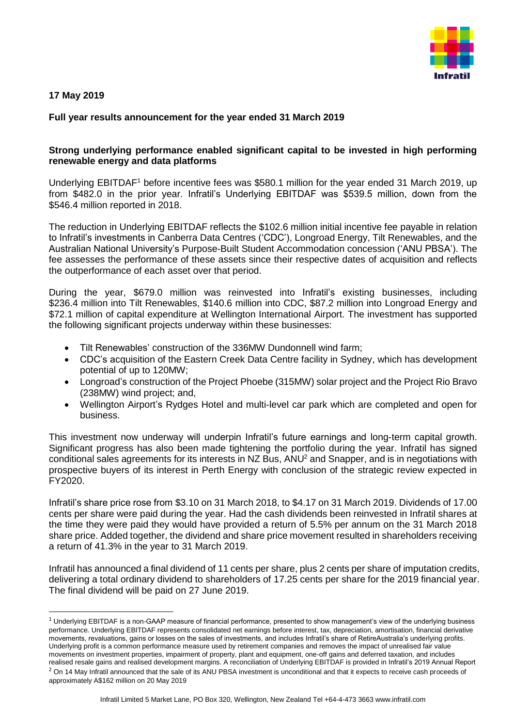**17 May 2019**

**Full year results announcement for the year ended 31 March 2019**

**Strong underlying performance enabled significant capital to be invested in high performing renewable energy and data platforms**

Underlying EBITDAF[1] before incentive fees was $580.1 million for the year ended 31 March 2019, up from $482.0 in the prior year. Infratil's Underlying EBITDAF was $539.5 million, down from the $546.4 million reported in 2018.

The reduction in Underlying EBITDAF reflects the $102.6 million initial incentive fee payable in relation to Infratil's investments in Canberra Data Centres ('CDC'), Longroad Energy, Tilt Renewables, and the Australian National University's Purpose-Built Student Accommodation concession ('ANU PBSA'). The fee assesses the performance of these assets since their respective dates of acquisition and reflects the outperformance of each asset over that period.

During the year, $679.0 million was reinvested into Infratil's existing businesses, including $236.4 million into Tilt Renewables, $140.6 million into CDC, $87.2 million into Longroad Energy and $72.1 million of capital expenditure at Wellington International Airport. The investment has supported the following significant projects underway within these businesses:

- Tilt Renewables' construction of the 336MW Dundonnell wind farm;
- CDC's acquisition of the Eastern Creek Data Centre facility in Sydney, which has development potential of up to 120MW;
- Longroad's construction of the Project Phoebe (315MW) solar project and the Project Rio Bravo (238MW) wind project; and,
- Wellington Airport's Rydges Hotel and multi-level car park which are completed and open for business.

This investment now underway will underpin Infratil's future earnings and long-term capital growth. Significant progress has also been made tightening the portfolio during the year. Infratil has signed conditional sales agreements for its interests in NZ Bus, ANU[2] and Snapper, and is in negotiations with prospective buyers of its interest in Perth Energy with conclusion of the strategic review expected in FY2020.

Infratil's share price rose from $3.10 on 31 March 2018, to $4.17 on 31 March 2019. Dividends of 17.00 cents per share were paid during the year. Had the cash dividends been reinvested in Infratil shares at the time they were paid they would have provided a return of 5.5% per annum on the 31 March 2018 share price. Added together, the dividend and share price movement resulted in shareholders receiving a return of 41.3% in the year to 31 March 2019.

Infratil has announced a final dividend of 11 cents per share, plus 2 cents per share of imputation credits, delivering a total ordinary dividend to shareholders of 17.25 cents per share for the 2019 financial year. The final dividend will be paid on 27 June 2019.

---

[1] Underlying EBITDAF is a non-GAAP measure of financial performance, presented to show management's view of the underlying business performance. Underlying EBITDAF represents consolidated net earnings before interest, tax, depreciation, amortisation, financial derivative movements, revaluations, gains or losses on the sales of investments, and includes Infratil's share of RetireAustralia's underlying profits. Underlying profit is a common performance measure used by retirement companies and removes the impact of unrealised fair value movements on investment properties, impairment of property, plant and equipment, one-off gains and deferred taxation, and includes realised resale gains and realised development margins. A reconciliation of Underlying EBITDAF is provided in Infratil's 2019 Annual Report

[2] On 14 May Infratil announced that the sale of its ANU PBSA investment is unconditional and that it expects to receive cash proceeds of approximately A$162 million on 20 May 2019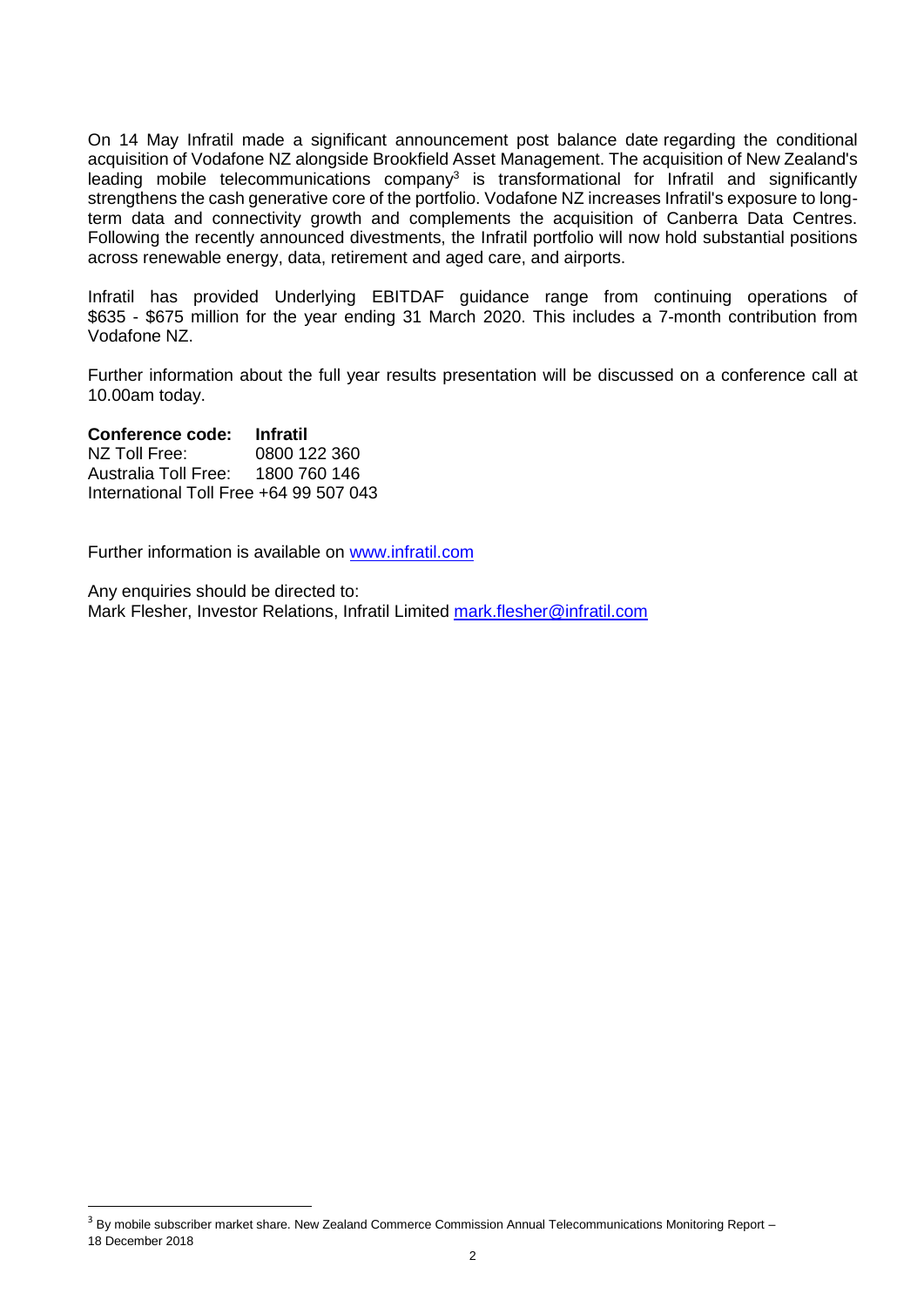On 14 May Infratil made a significant announcement post balance date regarding the conditional acquisition of Vodafone NZ alongside Brookfield Asset Management. The acquisition of New Zealand's leading mobile telecommunications company[3] is transformational for Infratil and significantly strengthens the cash generative core of the portfolio. Vodafone NZ increases Infratil's exposure to long-term data and connectivity growth and complements the acquisition of Canberra Data Centres. Following the recently announced divestments, the Infratil portfolio will now hold substantial positions across renewable energy, data, retirement and aged care, and airports.

Infratil has provided Underlying EBITDAF guidance range from continuing operations of $635 - $675 million for the year ending 31 March 2020. This includes a 7-month contribution from Vodafone NZ.

Further information about the full year results presentation will be discussed on a conference call at 10.00am today.

**Conference code: Infratil**
NZ Toll Free: 0800 122 360
Australia Toll Free: 1800 760 146
International Toll Free +64 99 507 043

Further information is available on www.infratil.com

Any enquiries should be directed to:
Mark Flesher, Investor Relations, Infratil Limited mark.flesher@infratil.com

[3] By mobile subscriber market share. New Zealand Commerce Commission Annual Telecommunications Monitoring Report – 18 December 2018